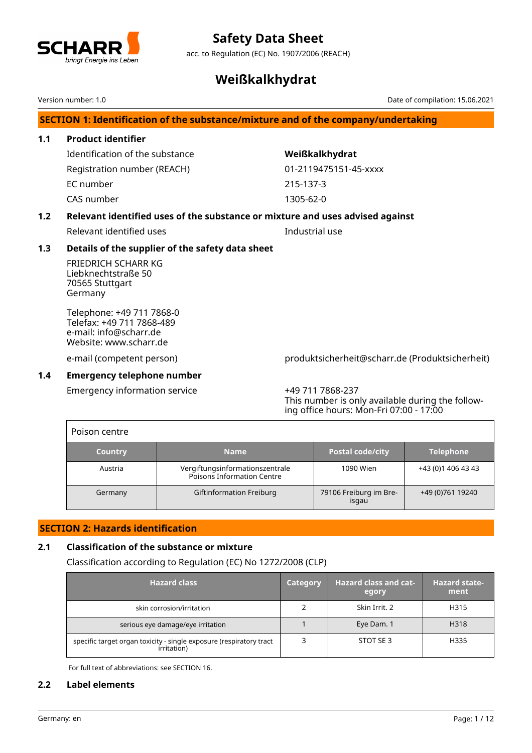# Safety Data Sheet

acc. to Regulation (EC) No. 1907/2006 (REACH)

# Weißkalkhydrat

Version number: 1.0

Date of compilation: 15.06.2021

## SECTION 1: Identification of the substance/mixture and of the company/undertaking

### 1.1 Product identifier

| | |
|---|---|
| Identification of the substance | **Weißkalkhydrat** |
| Registration number (REACH) | 01-2119475151-45-xxxx |
| EC number | 215-137-3 |
| CAS number | 1305-62-0 |

### 1.2 Relevant identified uses of the substance or mixture and uses advised against

| | |
|---|---|
| Relevant identified uses | Industrial use |

### 1.3 Details of the supplier of the safety data sheet

FRIEDRICH SCHARR KG
Liebknechtstraße 50
70565 Stuttgart
Germany

Telephone: +49 711 7868-0
Telefax: +49 711 7868-489
e-mail: info@scharr.de
Website: www.scharr.de

| | |
|---|---|
| e-mail (competent person) | produktsicherheit@scharr.de (Produktsicherheit) |

### 1.4 Emergency telephone number

| | |
|---|---|
| Emergency information service | +49 711 7868-237<br>This number is only available during the following office hours: Mon-Fri 07:00 - 17:00 |

Poison centre

| Country | Name | Postal code/city | Telephone |
|---|---|---|---|
| Austria | Vergiftungsinformationszentrale Poisons Information Centre | 1090 Wien | +43 (0)1 406 43 43 |
| Germany | Giftinformation Freiburg | 79106 Freiburg im Breisgau | +49 (0)761 19240 |

## SECTION 2: Hazards identification

### 2.1 Classification of the substance or mixture

Classification according to Regulation (EC) No 1272/2008 (CLP)

| Hazard class | Category | Hazard class and category | Hazard statement |
|---|---|---|---|
| skin corrosion/irritation | 2 | Skin Irrit. 2 | H315 |
| serious eye damage/eye irritation | 1 | Eye Dam. 1 | H318 |
| specific target organ toxicity - single exposure (respiratory tract irritation) | 3 | STOT SE 3 | H335 |

For full text of abbreviations: see SECTION 16.

### 2.2 Label elements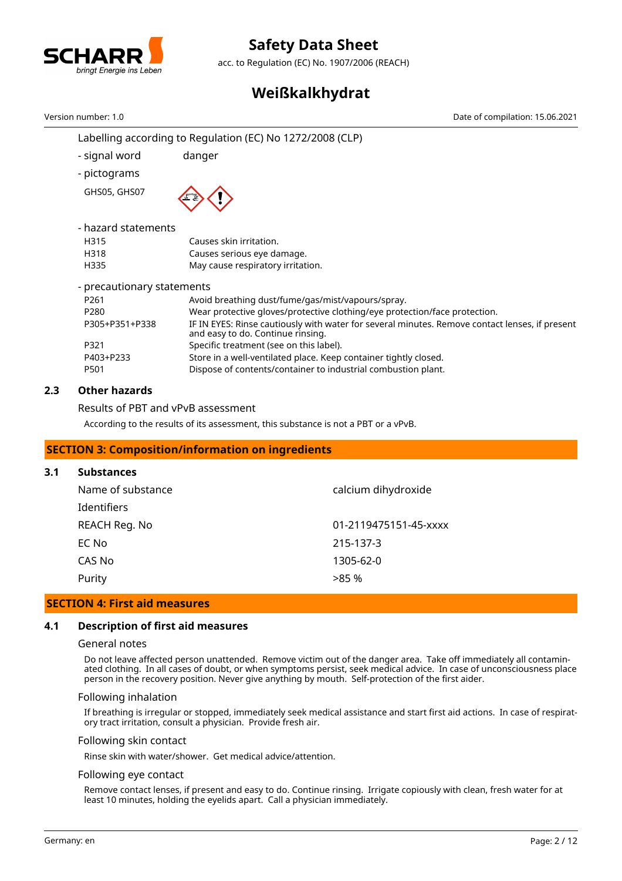Labelling according to Regulation (EC) No 1272/2008 (CLP)

- signal word danger

- pictograms

GHS05, GHS07

- hazard statements

| | |
|---|---|
| H315 | Causes skin irritation. |
| H318 | Causes serious eye damage. |
| H335 | May cause respiratory irritation. |

- precautionary statements

| | |
|---|---|
| P261 | Avoid breathing dust/fume/gas/mist/vapours/spray. |
| P280 | Wear protective gloves/protective clothing/eye protection/face protection. |
| P305+P351+P338 | IF IN EYES: Rinse cautiously with water for several minutes. Remove contact lenses, if present and easy to do. Continue rinsing. |
| P321 | Specific treatment (see on this label). |
| P403+P233 | Store in a well-ventilated place. Keep container tightly closed. |
| P501 | Dispose of contents/container to industrial combustion plant. |

### 2.3 Other hazards

Results of PBT and vPvB assessment

According to the results of its assessment, this substance is not a PBT or a vPvB.

## SECTION 3: Composition/information on ingredients

### 3.1 Substances

| | |
|---|---|
| Name of substance | calcium dihydroxide |
| Identifiers | |
| REACH Reg. No | 01-2119475151-45-xxxx |
| EC No | 215-137-3 |
| CAS No | 1305-62-0 |
| Purity | >85 % |

## SECTION 4: First aid measures

### 4.1 Description of first aid measures

General notes

Do not leave affected person unattended. Remove victim out of the danger area. Take off immediately all contaminated clothing. In all cases of doubt, or when symptoms persist, seek medical advice. In case of unconsciousness place person in the recovery position. Never give anything by mouth. Self-protection of the first aider.

Following inhalation

If breathing is irregular or stopped, immediately seek medical assistance and start first aid actions. In case of respiratory tract irritation, consult a physician. Provide fresh air.

Following skin contact

Rinse skin with water/shower. Get medical advice/attention.

Following eye contact

Remove contact lenses, if present and easy to do. Continue rinsing. Irrigate copiously with clean, fresh water for at least 10 minutes, holding the eyelids apart. Call a physician immediately.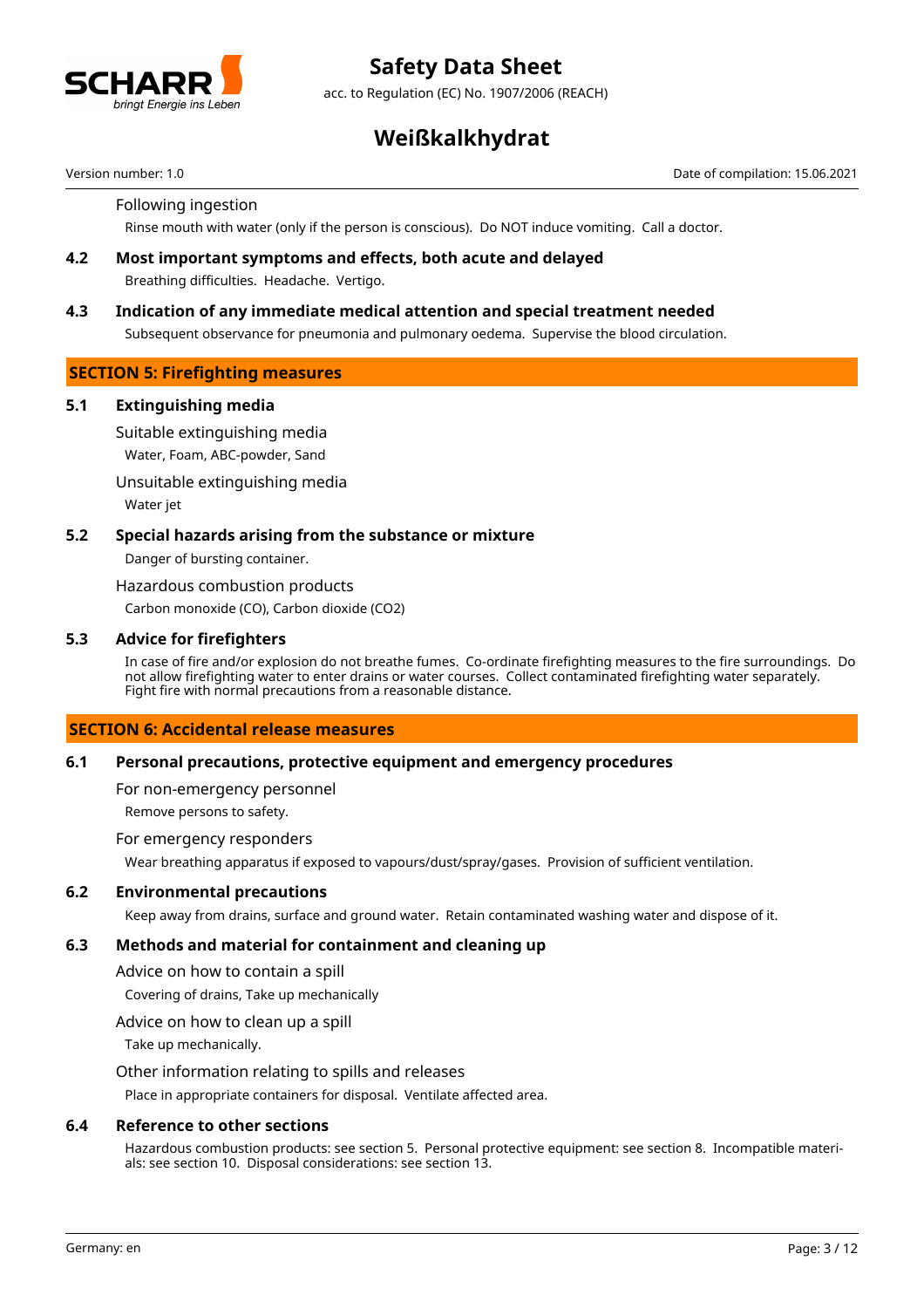Following ingestion

Rinse mouth with water (only if the person is conscious). Do NOT induce vomiting. Call a doctor.

### 4.2 Most important symptoms and effects, both acute and delayed

Breathing difficulties. Headache. Vertigo.

### 4.3 Indication of any immediate medical attention and special treatment needed

Subsequent observance for pneumonia and pulmonary oedema. Supervise the blood circulation.

## SECTION 5: Firefighting measures

### 5.1 Extinguishing media

Suitable extinguishing media

Water, Foam, ABC-powder, Sand

Unsuitable extinguishing media

Water jet

### 5.2 Special hazards arising from the substance or mixture

Danger of bursting container.

Hazardous combustion products

Carbon monoxide (CO), Carbon dioxide ($CO_2$)

### 5.3 Advice for firefighters

In case of fire and/or explosion do not breathe fumes. Co-ordinate firefighting measures to the fire surroundings. Do not allow firefighting water to enter drains or water courses. Collect contaminated firefighting water separately. Fight fire with normal precautions from a reasonable distance.

## SECTION 6: Accidental release measures

### 6.1 Personal precautions, protective equipment and emergency procedures

For non-emergency personnel

Remove persons to safety.

For emergency responders

Wear breathing apparatus if exposed to vapours/dust/spray/gases. Provision of sufficient ventilation.

### 6.2 Environmental precautions

Keep away from drains, surface and ground water. Retain contaminated washing water and dispose of it.

### 6.3 Methods and material for containment and cleaning up

Advice on how to contain a spill

Covering of drains, Take up mechanically

Advice on how to clean up a spill

Take up mechanically.

Other information relating to spills and releases

Place in appropriate containers for disposal. Ventilate affected area.

### 6.4 Reference to other sections

Hazardous combustion products: see section 5. Personal protective equipment: see section 8. Incompatible materials: see section 10. Disposal considerations: see section 13.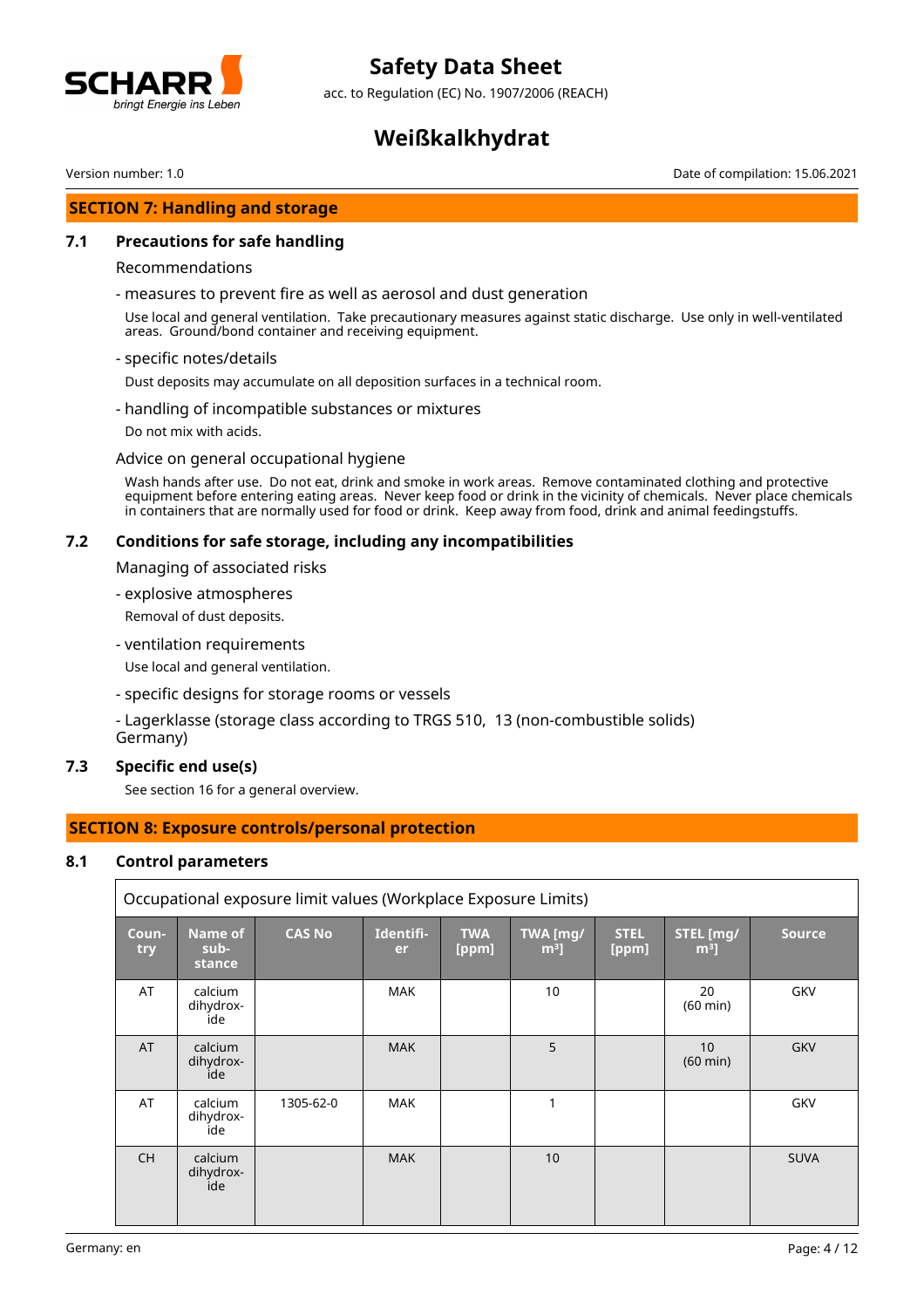## SECTION 7: Handling and storage

### 7.1 Precautions for safe handling

Recommendations

- measures to prevent fire as well as aerosol and dust generation

Use local and general ventilation. Take precautionary measures against static discharge. Use only in well-ventilated areas. Ground/bond container and receiving equipment.

- specific notes/details

Dust deposits may accumulate on all deposition surfaces in a technical room.

- handling of incompatible substances or mixtures

Do not mix with acids.

Advice on general occupational hygiene

Wash hands after use. Do not eat, drink and smoke in work areas. Remove contaminated clothing and protective equipment before entering eating areas. Never keep food or drink in the vicinity of chemicals. Never place chemicals in containers that are normally used for food or drink. Keep away from food, drink and animal feedingstuffs.

### 7.2 Conditions for safe storage, including any incompatibilities

Managing of associated risks

- explosive atmospheres

Removal of dust deposits.

- ventilation requirements

Use local and general ventilation.

- specific designs for storage rooms or vessels

- Lagerklasse (storage class according to TRGS 510, Germany) 13 (non-combustible solids)

### 7.3 Specific end use(s)

See section 16 for a general overview.

## SECTION 8: Exposure controls/personal protection

### 8.1 Control parameters

Occupational exposure limit values (Workplace Exposure Limits)

| Country | Name of substance | CAS No | Identifier | TWA [ppm] | TWA [mg/m³] | STEL [ppm] | STEL [mg/m³] | Source |
|---|---|---|---|---|---|---|---|---|
| AT | calcium dihydroxide | | MAK | | 10 | | 20 (60 min) | GKV |
| AT | calcium dihydroxide | | MAK | | 5 | | 10 (60 min) | GKV |
| AT | calcium dihydroxide | 1305-62-0 | MAK | | 1 | | | GKV |
| CH | calcium dihydroxide | | MAK | | 10 | | | SUVA |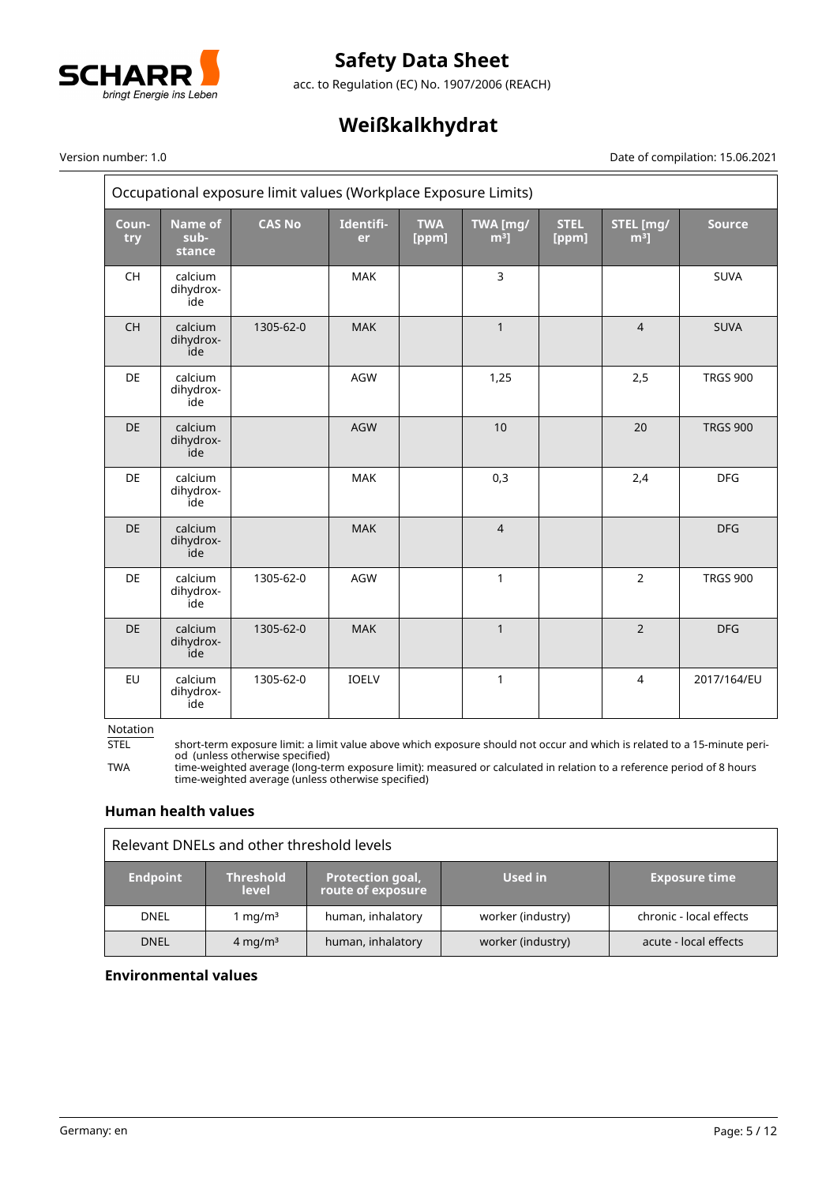| Occupational exposure limit values (Workplace Exposure Limits) | | | | | | | | |
|---|---|---|---|---|---|---|---|---|
| Country | Name of substance | CAS No | Identifier | TWA [ppm] | TWA [mg/m³] | STEL [ppm] | STEL [mg/m³] | Source |
| CH | calcium dihydroxide | | MAK | | 3 | | | SUVA |
| CH | calcium dihydroxide | 1305-62-0 | MAK | | 1 | | 4 | SUVA |
| DE | calcium dihydroxide | | AGW | | 1,25 | | 2,5 | TRGS 900 |
| DE | calcium dihydroxide | | AGW | | 10 | | 20 | TRGS 900 |
| DE | calcium dihydroxide | | MAK | | 0,3 | | 2,4 | DFG |
| DE | calcium dihydroxide | | MAK | | 4 | | | DFG |
| DE | calcium dihydroxide | 1305-62-0 | AGW | | 1 | | 2 | TRGS 900 |
| DE | calcium dihydroxide | 1305-62-0 | MAK | | 1 | | 2 | DFG |
| EU | calcium dihydroxide | 1305-62-0 | IOELV | | 1 | | 4 | 2017/164/EU |

**Notation**

STEL short-term exposure limit: a limit value above which exposure should not occur and which is related to a 15-minute period (unless otherwise specified)

TWA time-weighted average (long-term exposure limit): measured or calculated in relation to a reference period of 8 hours time-weighted average (unless otherwise specified)

### Human health values

| Relevant DNELs and other threshold levels | | | | |
|---|---|---|---|---|
| Endpoint | Threshold level | Protection goal, route of exposure | Used in | Exposure time |
| DNEL | 1 mg/m³ | human, inhalatory | worker (industry) | chronic - local effects |
| DNEL | 4 mg/m³ | human, inhalatory | worker (industry) | acute - local effects |

### Environmental values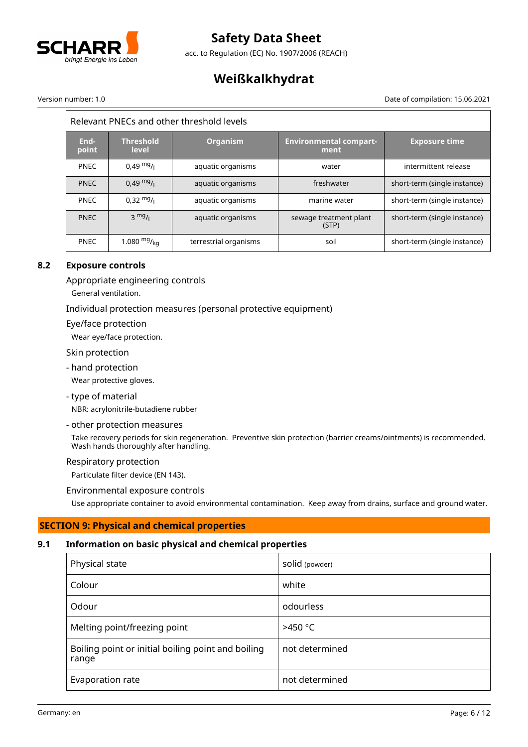| Relevant PNECs and other threshold levels | | | | |
|---|---|---|---|---|
| End-point | Threshold level | Organism | Environmental compartment | Exposure time |
| PNEC | 0,49 $^{mg}/_{l}$ | aquatic organisms | water | intermittent release |
| PNEC | 0,49 $^{mg}/_{l}$ | aquatic organisms | freshwater | short-term (single instance) |
| PNEC | 0,32 $^{mg}/_{l}$ | aquatic organisms | marine water | short-term (single instance) |
| PNEC | 3 $^{mg}/_{l}$ | aquatic organisms | sewage treatment plant (STP) | short-term (single instance) |
| PNEC | 1.080 $^{mg}/_{kg}$ | terrestrial organisms | soil | short-term (single instance) |

### 8.2 Exposure controls

Appropriate engineering controls

General ventilation.

Individual protection measures (personal protective equipment)

Eye/face protection

Wear eye/face protection.

Skin protection

- hand protection

Wear protective gloves.

- type of material

NBR: acrylonitrile-butadiene rubber

- other protection measures

Take recovery periods for skin regeneration. Preventive skin protection (barrier creams/ointments) is recommended. Wash hands thoroughly after handling.

Respiratory protection

Particulate filter device (EN 143).

Environmental exposure controls

Use appropriate container to avoid environmental contamination. Keep away from drains, surface and ground water.

## SECTION 9: Physical and chemical properties

### 9.1 Information on basic physical and chemical properties

| Property | Value |
|---|---|
| Physical state | solid (powder) |
| Colour | white |
| Odour | odourless |
| Melting point/freezing point | >450 °C |
| Boiling point or initial boiling point and boiling range | not determined |
| Evaporation rate | not determined |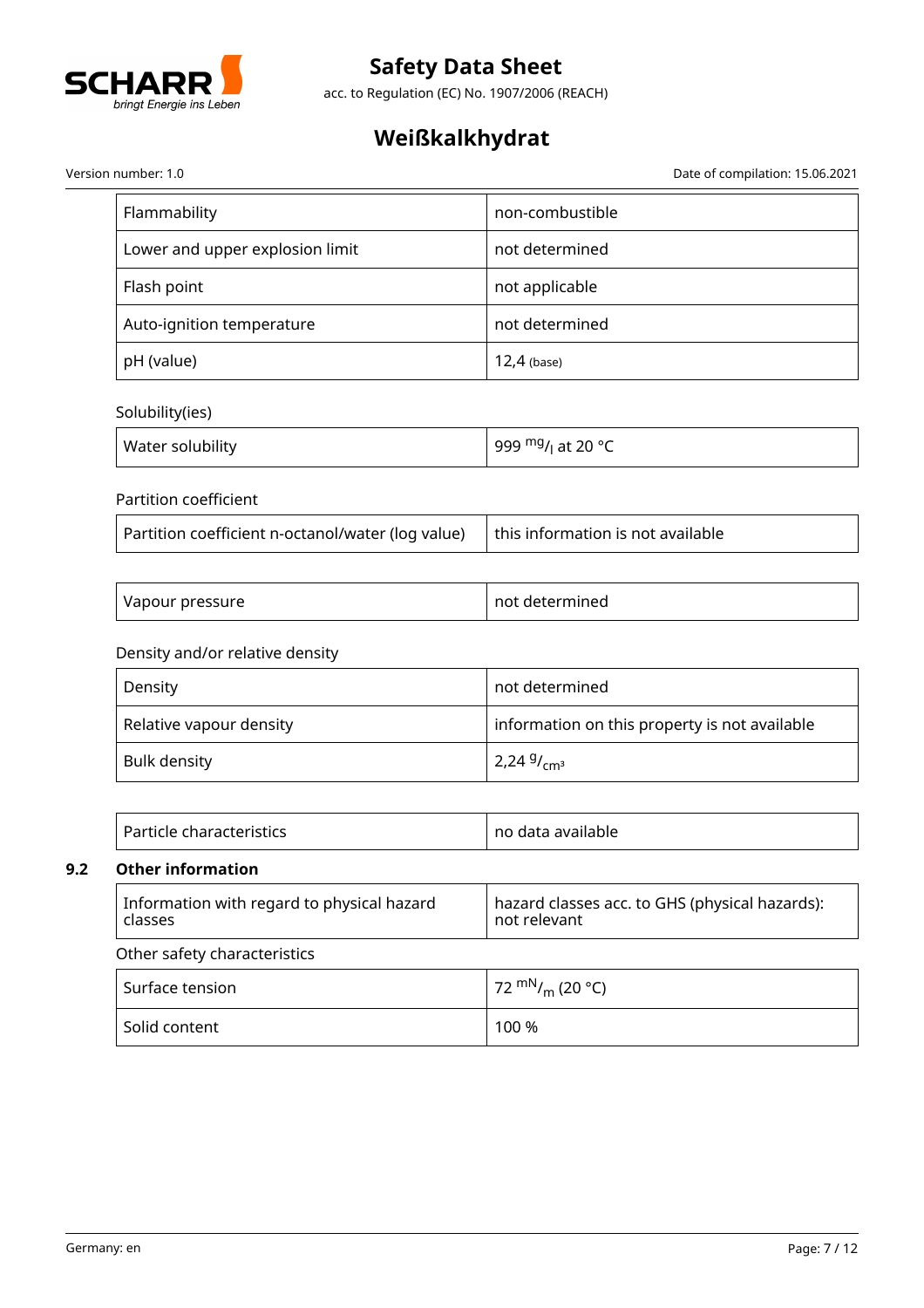| Flammability | non-combustible |
| --- | --- |
| Lower and upper explosion limit | not determined |
| Flash point | not applicable |
| Auto-ignition temperature | not determined |
| pH (value) | 12,4 (base) |

Solubility(ies)

| Water solubility | 999 $^{mg}/_{l}$ at 20 °C |
| --- | --- |

Partition coefficient

| Partition coefficient n-octanol/water (log value) | this information is not available |
| --- | --- |

| Vapour pressure | not determined |
| --- | --- |

Density and/or relative density

| Density | not determined |
| --- | --- |
| Relative vapour density | information on this property is not available |
| Bulk density | 2,24 $^{g}/_{cm^3}$ |

| Particle characteristics | no data available |
| --- | --- |

## 9.2 Other information

| Information with regard to physical hazard classes | hazard classes acc. to GHS (physical hazards): not relevant |
| --- | --- |

Other safety characteristics

| Surface tension | 72 $^{mN}/_{m}$ (20 °C) |
| --- | --- |
| Solid content | 100 % |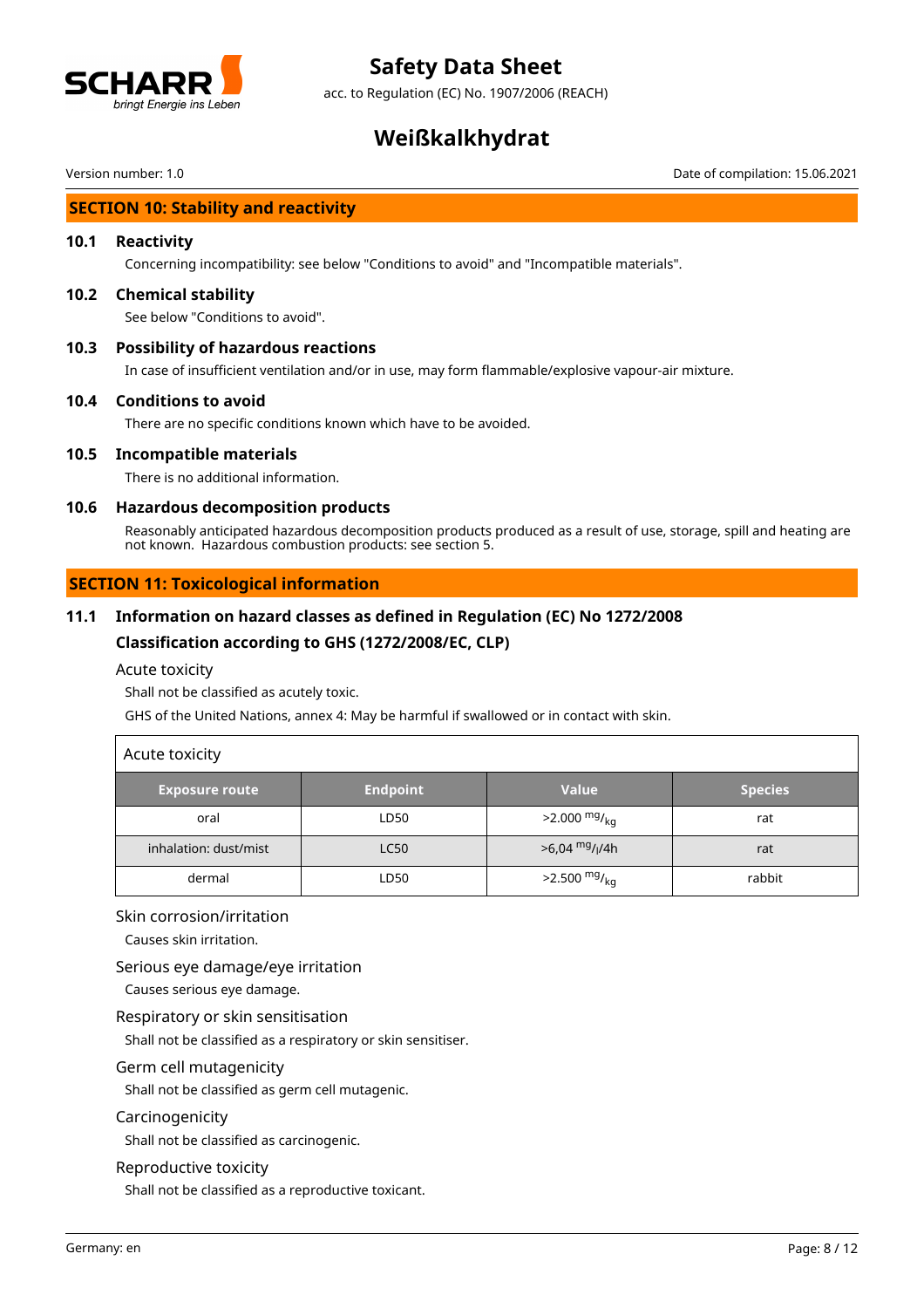## SECTION 10: Stability and reactivity

### 10.1 Reactivity

Concerning incompatibility: see below "Conditions to avoid" and "Incompatible materials".

### 10.2 Chemical stability

See below "Conditions to avoid".

### 10.3 Possibility of hazardous reactions

In case of insufficient ventilation and/or in use, may form flammable/explosive vapour-air mixture.

### 10.4 Conditions to avoid

There are no specific conditions known which have to be avoided.

### 10.5 Incompatible materials

There is no additional information.

### 10.6 Hazardous decomposition products

Reasonably anticipated hazardous decomposition products produced as a result of use, storage, spill and heating are not known. Hazardous combustion products: see section 5.

## SECTION 11: Toxicological information

### 11.1 Information on hazard classes as defined in Regulation (EC) No 1272/2008

### Classification according to GHS (1272/2008/EC, CLP)

Acute toxicity

Shall not be classified as acutely toxic.

GHS of the United Nations, annex 4: May be harmful if swallowed or in contact with skin.

Acute toxicity

| Exposure route | Endpoint | Value | Species |
|---|---|---|---|
| oral | LD50 | >2.000 $^{mg}/_{kg}$ | rat |
| inhalation: dust/mist | LC50 | >6,04 $^{mg}/_{l}$/4h | rat |
| dermal | LD50 | >2.500 $^{mg}/_{kg}$ | rabbit |

Skin corrosion/irritation

Causes skin irritation.

Serious eye damage/eye irritation

Causes serious eye damage.

Respiratory or skin sensitisation

Shall not be classified as a respiratory or skin sensitiser.

Germ cell mutagenicity

Shall not be classified as germ cell mutagenic.

Carcinogenicity

Shall not be classified as carcinogenic.

Reproductive toxicity

Shall not be classified as a reproductive toxicant.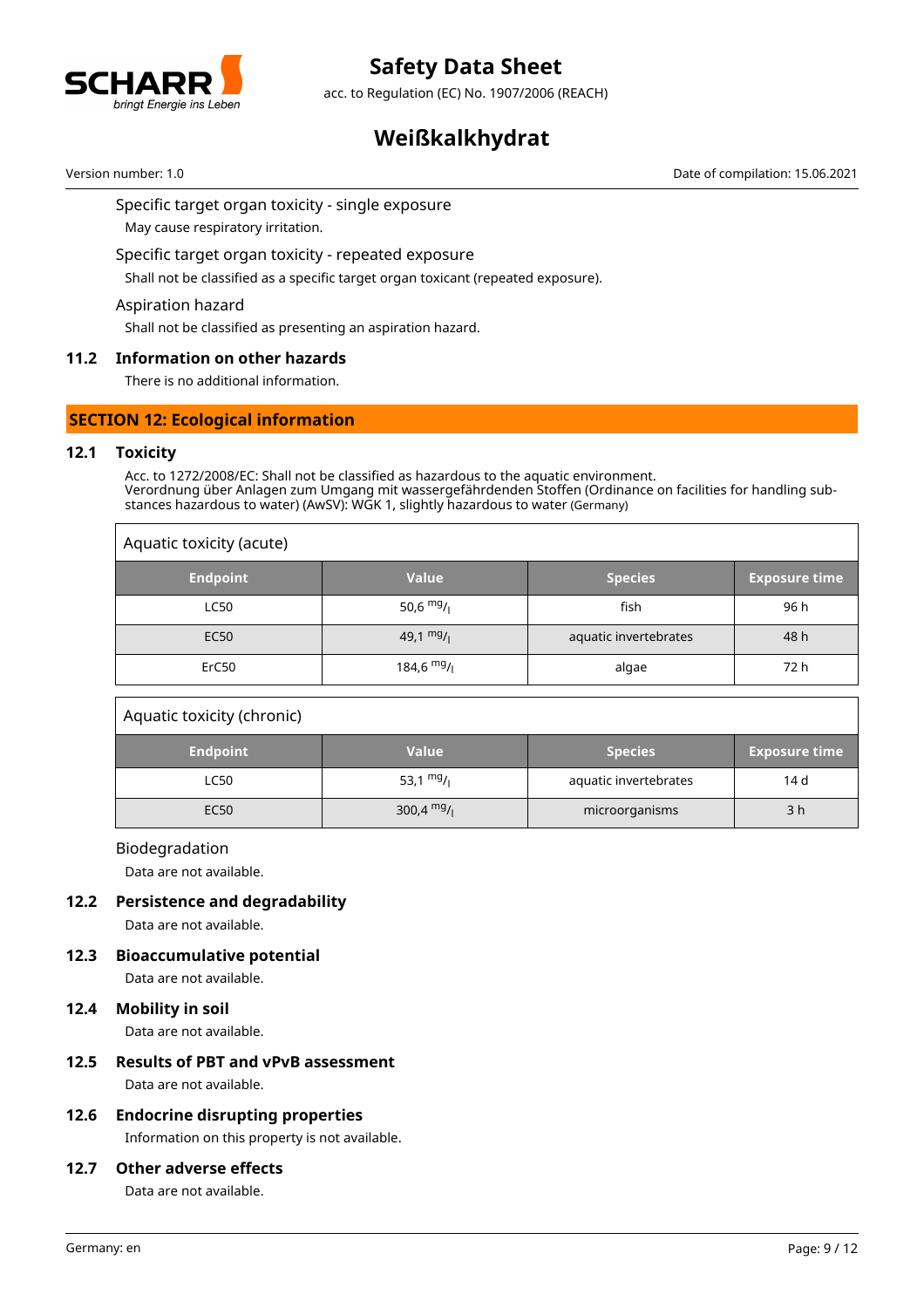Specific target organ toxicity - single exposure

May cause respiratory irritation.

Specific target organ toxicity - repeated exposure

Shall not be classified as a specific target organ toxicant (repeated exposure).

Aspiration hazard

Shall not be classified as presenting an aspiration hazard.

### 11.2 Information on other hazards

There is no additional information.

## SECTION 12: Ecological information

### 12.1 Toxicity

Acc. to 1272/2008/EC: Shall not be classified as hazardous to the aquatic environment.
Verordnung über Anlagen zum Umgang mit wassergefährdenden Stoffen (Ordinance on facilities for handling substances hazardous to water) (AwSV): WGK 1, slightly hazardous to water (Germany)

**Aquatic toxicity (acute)**

| Endpoint | Value | Species | Exposure time |
|---|---|---|---|
| LC50 | 50,6 mg/l | fish | 96 h |
| EC50 | 49,1 mg/l | aquatic invertebrates | 48 h |
| ErC50 | 184,6 mg/l | algae | 72 h |

**Aquatic toxicity (chronic)**

| Endpoint | Value | Species | Exposure time |
|---|---|---|---|
| LC50 | 53,1 mg/l | aquatic invertebrates | 14 d |
| EC50 | 300,4 mg/l | microorganisms | 3 h |

Biodegradation

Data are not available.

### 12.2 Persistence and degradability

Data are not available.

### 12.3 Bioaccumulative potential

Data are not available.

### 12.4 Mobility in soil

Data are not available.

### 12.5 Results of PBT and vPvB assessment

Data are not available.

### 12.6 Endocrine disrupting properties

Information on this property is not available.

### 12.7 Other adverse effects

Data are not available.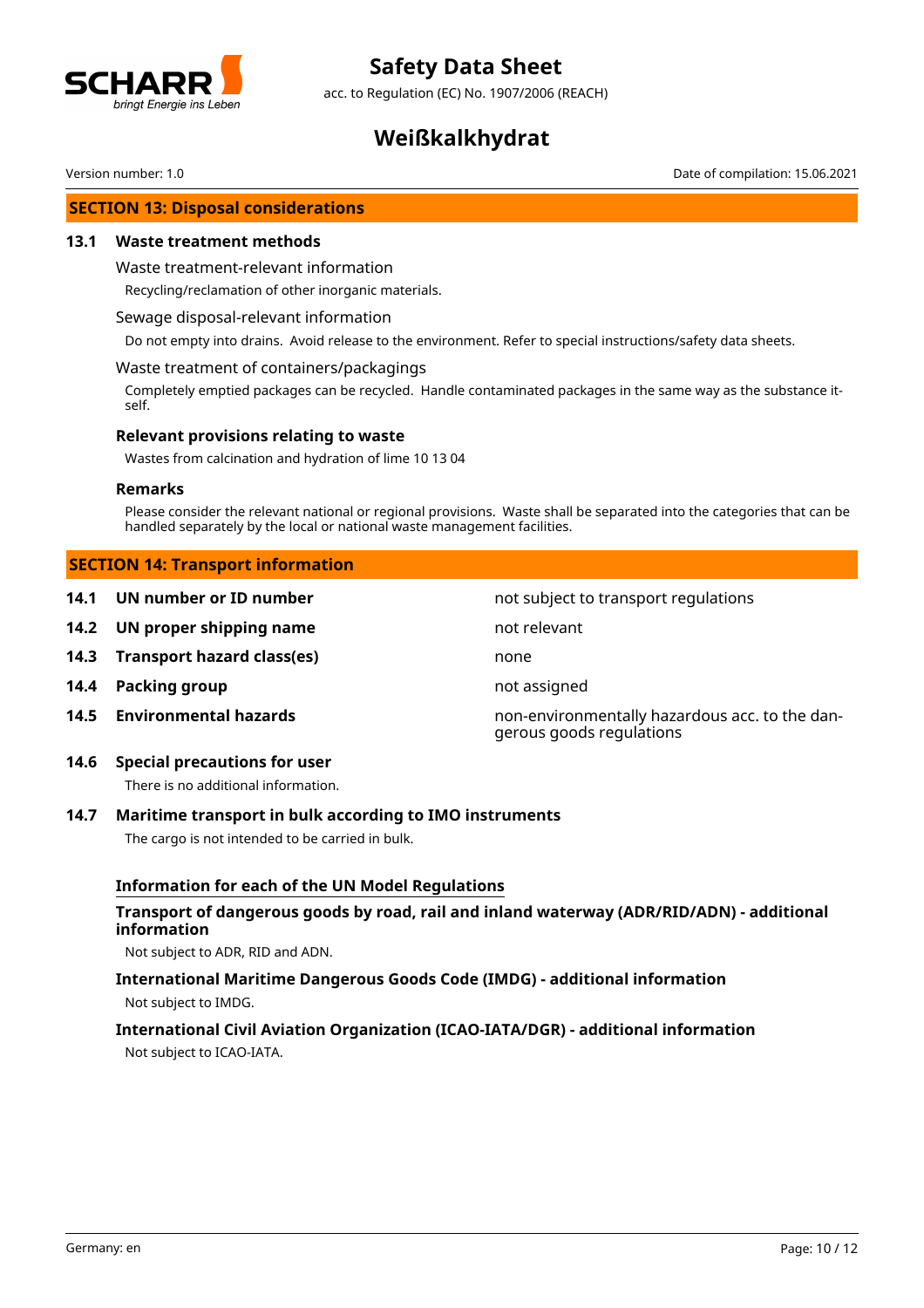## SECTION 13: Disposal considerations

### 13.1 Waste treatment methods

Waste treatment-relevant information

Recycling/reclamation of other inorganic materials.

Sewage disposal-relevant information

Do not empty into drains. Avoid release to the environment. Refer to special instructions/safety data sheets.

Waste treatment of containers/packagings

Completely emptied packages can be recycled. Handle contaminated packages in the same way as the substance itself.

**Relevant provisions relating to waste**

Wastes from calcination and hydration of lime 10 13 04

**Remarks**

Please consider the relevant national or regional provisions. Waste shall be separated into the categories that can be handled separately by the local or national waste management facilities.

## SECTION 14: Transport information

| | | |
|---|---|---|
| **14.1** | **UN number or ID number** | not subject to transport regulations |
| **14.2** | **UN proper shipping name** | not relevant |
| **14.3** | **Transport hazard class(es)** | none |
| **14.4** | **Packing group** | not assigned |
| **14.5** | **Environmental hazards** | non-environmentally hazardous acc. to the dangerous goods regulations |

### 14.6 Special precautions for user

There is no additional information.

### 14.7 Maritime transport in bulk according to IMO instruments

The cargo is not intended to be carried in bulk.

**Information for each of the UN Model Regulations**

**Transport of dangerous goods by road, rail and inland waterway (ADR/RID/ADN) - additional information**

Not subject to ADR, RID and ADN.

**International Maritime Dangerous Goods Code (IMDG) - additional information**

Not subject to IMDG.

**International Civil Aviation Organization (ICAO-IATA/DGR) - additional information**

Not subject to ICAO-IATA.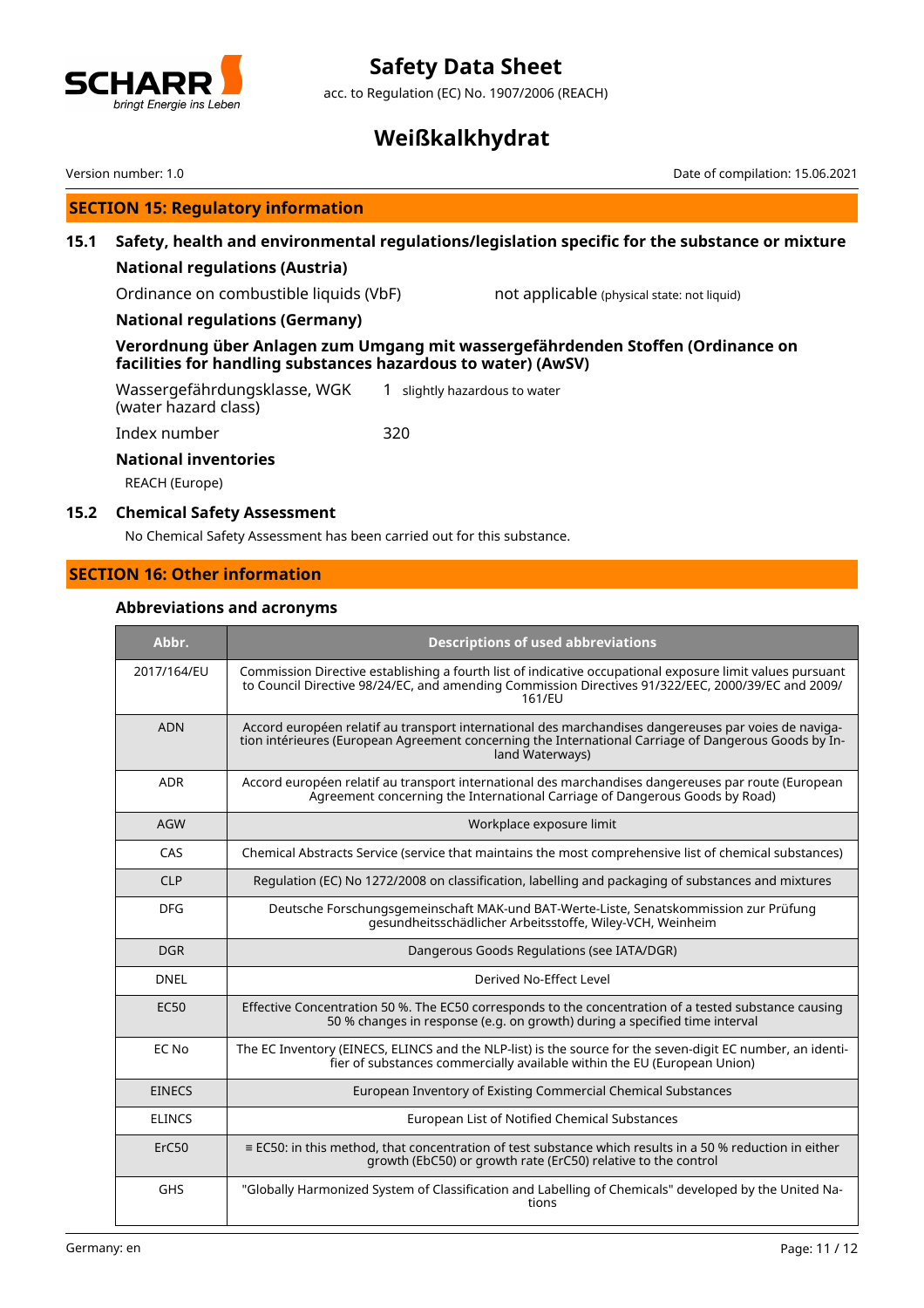## SECTION 15: Regulatory information

### 15.1 Safety, health and environmental regulations/legislation specific for the substance or mixture

**National regulations (Austria)**

Ordinance on combustible liquids (VbF) — not applicable (physical state: not liquid)

**National regulations (Germany)**

**Verordnung über Anlagen zum Umgang mit wassergefährdenden Stoffen (Ordinance on facilities for handling substances hazardous to water) (AwSV)**

| | |
|---|---|
| Wassergefährdungsklasse, WGK (water hazard class) | 1 slightly hazardous to water |
| Index number | 320 |

**National inventories**

REACH (Europe)

### 15.2 Chemical Safety Assessment

No Chemical Safety Assessment has been carried out for this substance.

## SECTION 16: Other information

### Abbreviations and acronyms

| Abbr. | Descriptions of used abbreviations |
|---|---|
| 2017/164/EU | Commission Directive establishing a fourth list of indicative occupational exposure limit values pursuant to Council Directive 98/24/EC, and amending Commission Directives 91/322/EEC, 2000/39/EC and 2009/161/EU |
| ADN | Accord européen relatif au transport international des marchandises dangereuses par voies de navigation intérieures (European Agreement concerning the International Carriage of Dangerous Goods by Inland Waterways) |
| ADR | Accord européen relatif au transport international des marchandises dangereuses par route (European Agreement concerning the International Carriage of Dangerous Goods by Road) |
| AGW | Workplace exposure limit |
| CAS | Chemical Abstracts Service (service that maintains the most comprehensive list of chemical substances) |
| CLP | Regulation (EC) No 1272/2008 on classification, labelling and packaging of substances and mixtures |
| DFG | Deutsche Forschungsgemeinschaft MAK-und BAT-Werte-Liste, Senatskommission zur Prüfung gesundheitsschädlicher Arbeitsstoffe, Wiley-VCH, Weinheim |
| DGR | Dangerous Goods Regulations (see IATA/DGR) |
| DNEL | Derived No-Effect Level |
| EC50 | Effective Concentration 50 %. The EC50 corresponds to the concentration of a tested substance causing 50 % changes in response (e.g. on growth) during a specified time interval |
| EC No | The EC Inventory (EINECS, ELINCS and the NLP-list) is the source for the seven-digit EC number, an identifier of substances commercially available within the EU (European Union) |
| EINECS | European Inventory of Existing Commercial Chemical Substances |
| ELINCS | European List of Notified Chemical Substances |
| ErC50 | ≡ EC50: in this method, that concentration of test substance which results in a 50 % reduction in either growth (EbC50) or growth rate (ErC50) relative to the control |
| GHS | "Globally Harmonized System of Classification and Labelling of Chemicals" developed by the United Nations |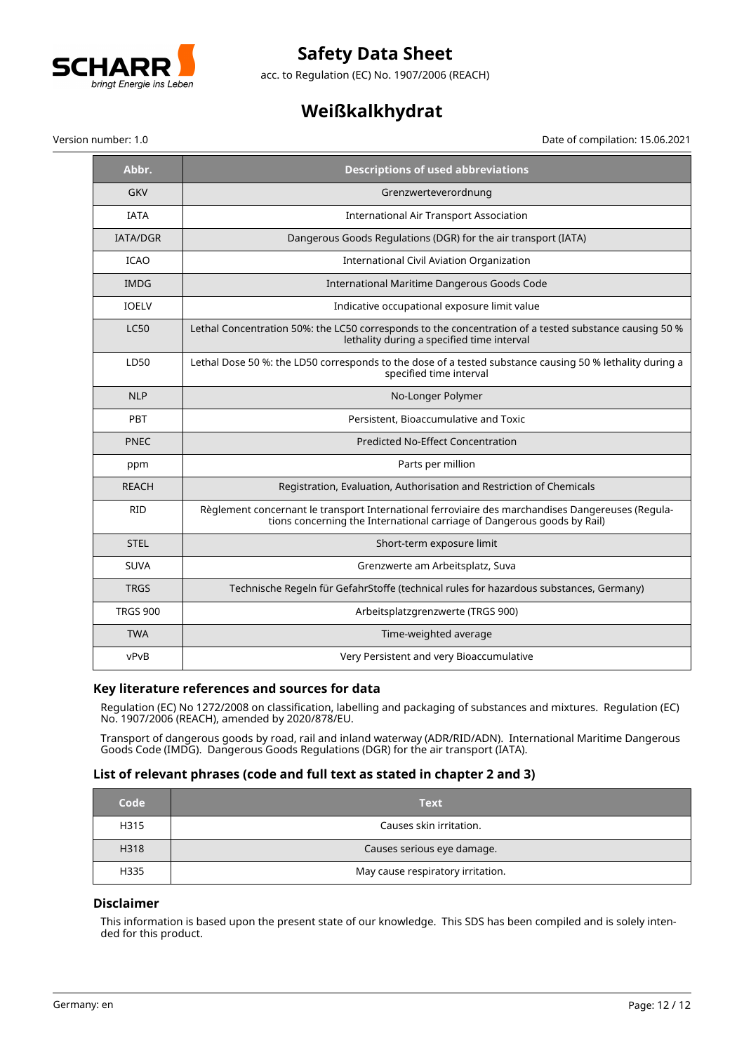| Abbr. | Descriptions of used abbreviations |
|---|---|
| GKV | Grenzwerteverordnung |
| IATA | International Air Transport Association |
| IATA/DGR | Dangerous Goods Regulations (DGR) for the air transport (IATA) |
| ICAO | International Civil Aviation Organization |
| IMDG | International Maritime Dangerous Goods Code |
| IOELV | Indicative occupational exposure limit value |
| LC50 | Lethal Concentration 50%: the LC50 corresponds to the concentration of a tested substance causing 50 % lethality during a specified time interval |
| LD50 | Lethal Dose 50 %: the LD50 corresponds to the dose of a tested substance causing 50 % lethality during a specified time interval |
| NLP | No-Longer Polymer |
| PBT | Persistent, Bioaccumulative and Toxic |
| PNEC | Predicted No-Effect Concentration |
| ppm | Parts per million |
| REACH | Registration, Evaluation, Authorisation and Restriction of Chemicals |
| RID | Règlement concernant le transport International ferroviaire des marchandises Dangereuses (Regulations concerning the International carriage of Dangerous goods by Rail) |
| STEL | Short-term exposure limit |
| SUVA | Grenzwerte am Arbeitsplatz, Suva |
| TRGS | Technische Regeln für GefahrStoffe (technical rules for hazardous substances, Germany) |
| TRGS 900 | Arbeitsplatzgrenzwerte (TRGS 900) |
| TWA | Time-weighted average |
| vPvB | Very Persistent and very Bioaccumulative |

### Key literature references and sources for data

Regulation (EC) No 1272/2008 on classification, labelling and packaging of substances and mixtures. Regulation (EC) No. 1907/2006 (REACH), amended by 2020/878/EU.

Transport of dangerous goods by road, rail and inland waterway (ADR/RID/ADN). International Maritime Dangerous Goods Code (IMDG). Dangerous Goods Regulations (DGR) for the air transport (IATA).

### List of relevant phrases (code and full text as stated in chapter 2 and 3)

| Code | Text |
|---|---|
| H315 | Causes skin irritation. |
| H318 | Causes serious eye damage. |
| H335 | May cause respiratory irritation. |

### Disclaimer

This information is based upon the present state of our knowledge. This SDS has been compiled and is solely intended for this product.